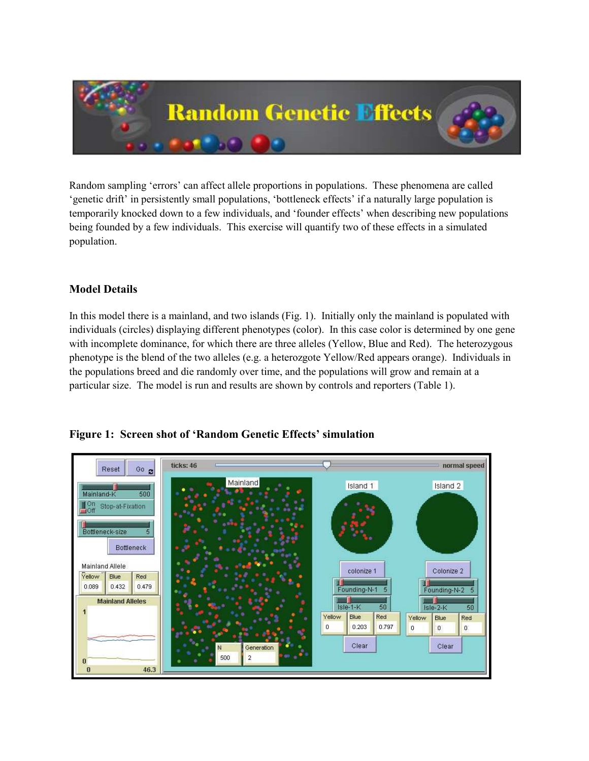# Random Genetic Effects

Random sampling 'errors' can affect allele proportions in populations. These phenomena are called 'genetic drift' in persistently small populations, 'bottleneck effects' if a naturally large population is temporarily knocked down to a few individuals, and 'founder effects' when describing new populations being founded by a few individuals. This exercise will quantify two of these effects in a simulated population.

## Model Details

In this model there is a mainland, and two islands (Fig. 1). Initially only the mainland is populated with individuals (circles) displaying different phenotypes (color). In this case color is determined by one gene with incomplete dominance, for which there are three alleles (Yellow, Blue and Red). The heterozygous phenotype is the blend of the two alleles (e.g. a heterozgote Yellow/Red appears orange). Individuals in the populations breed and die randomly over time, and the populations will grow and remain at a particular size. The model is run and results are shown by controls and reporters (Table 1).

**Figure 1: Screen shot of 'Random Genetic Effects' simulation**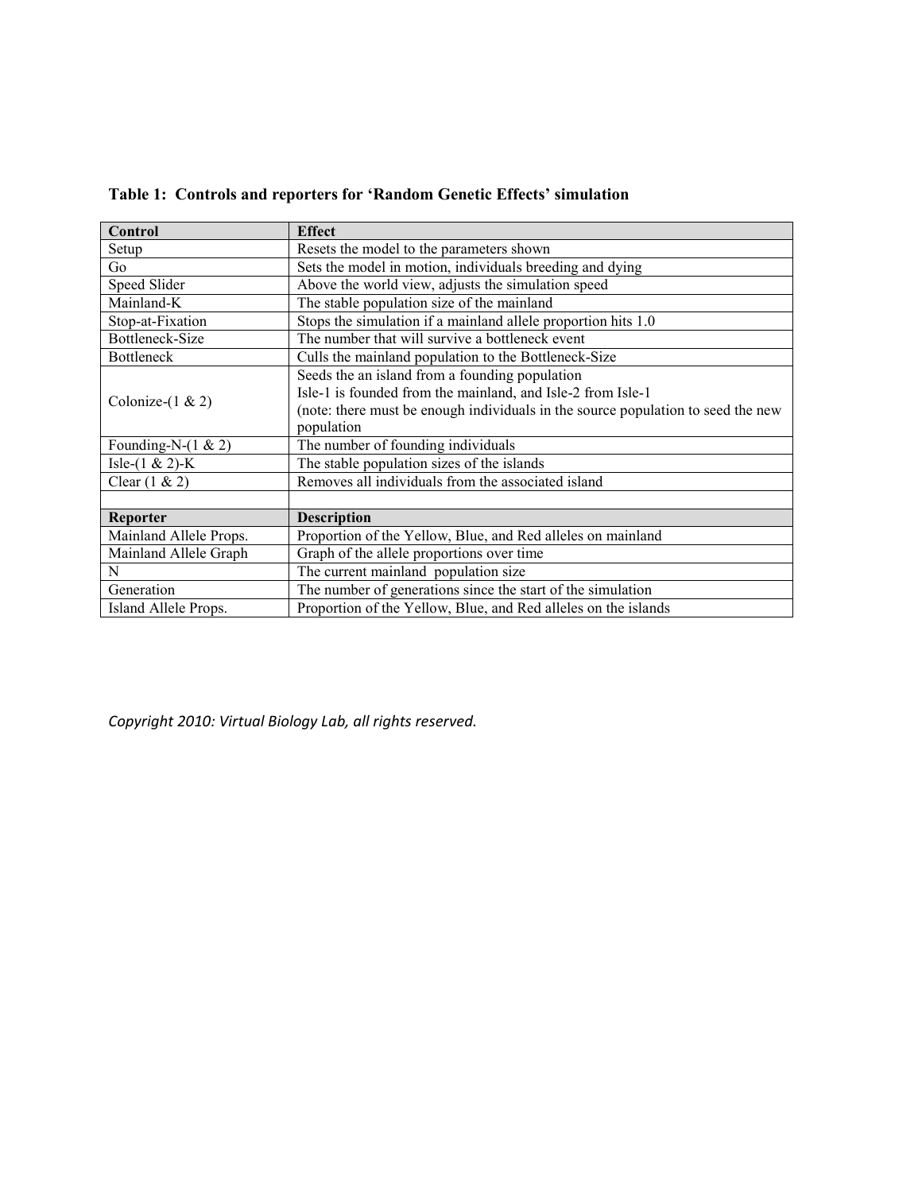**Table 1: Controls and reporters for 'Random Genetic Effects' simulation**

| Control | Effect |
|---|---|
| Setup | Resets the model to the parameters shown |
| Go | Sets the model in motion, individuals breeding and dying |
| Speed Slider | Above the world view, adjusts the simulation speed |
| Mainland-K | The stable population size of the mainland |
| Stop-at-Fixation | Stops the simulation if a mainland allele proportion hits 1.0 |
| Bottleneck-Size | The number that will survive a bottleneck event |
| Bottleneck | Culls the mainland population to the Bottleneck-Size |
| Colonize-(1 & 2) | Seeds the an island from a founding population<br>Isle-1 is founded from the mainland, and Isle-2 from Isle-1<br>(note: there must be enough individuals in the source population to seed the new population |
| Founding-N-(1 & 2) | The number of founding individuals |
| Isle-(1 & 2)-K | The stable population sizes of the islands |
| Clear (1 & 2) | Removes all individuals from the associated island |
| | |
| **Reporter** | **Description** |
| Mainland Allele Props. | Proportion of the Yellow, Blue, and Red alleles on mainland |
| Mainland Allele Graph | Graph of the allele proportions over time |
| N | The current mainland population size |
| Generation | The number of generations since the start of the simulation |
| Island Allele Props. | Proportion of the Yellow, Blue, and Red alleles on the islands |

*Copyright 2010: Virtual Biology Lab, all rights reserved.*